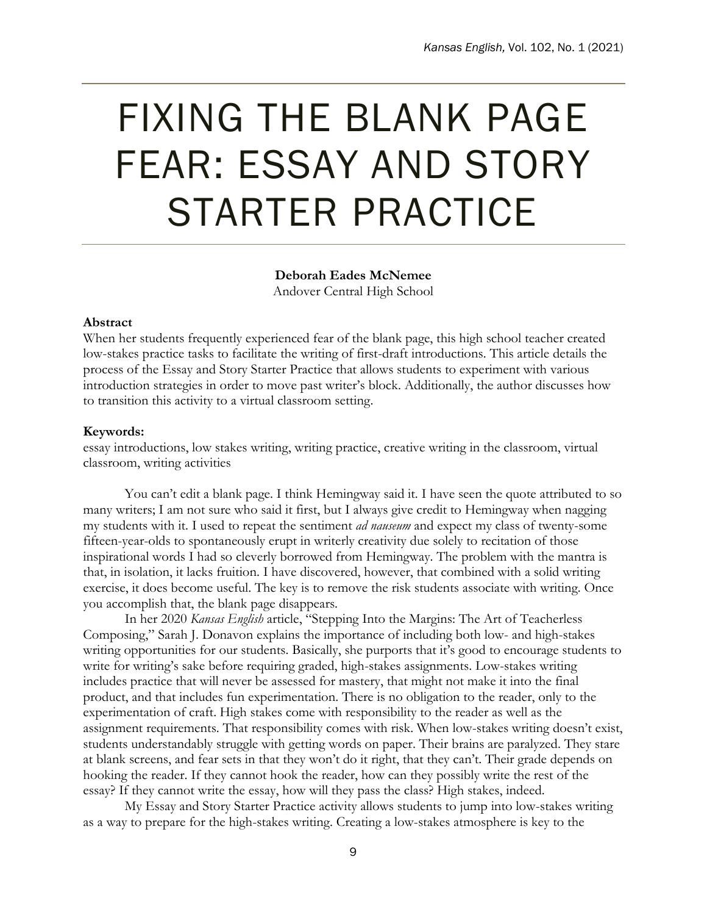# FIXING THE BLANK PAGE FEAR: ESSAY AND STORY STARTER PRACTICE

**Deborah Eades McNemee**
Andover Central High School

**Abstract**
When her students frequently experienced fear of the blank page, this high school teacher created low-stakes practice tasks to facilitate the writing of first-draft introductions. This article details the process of the Essay and Story Starter Practice that allows students to experiment with various introduction strategies in order to move past writer's block. Additionally, the author discusses how to transition this activity to a virtual classroom setting.

**Keywords:**
essay introductions, low stakes writing, writing practice, creative writing in the classroom, virtual classroom, writing activities

You can't edit a blank page. I think Hemingway said it. I have seen the quote attributed to so many writers; I am not sure who said it first, but I always give credit to Hemingway when nagging my students with it. I used to repeat the sentiment *ad nauseum* and expect my class of twenty-some fifteen-year-olds to spontaneously erupt in writerly creativity due solely to recitation of those inspirational words I had so cleverly borrowed from Hemingway. The problem with the mantra is that, in isolation, it lacks fruition. I have discovered, however, that combined with a solid writing exercise, it does become useful. The key is to remove the risk students associate with writing. Once you accomplish that, the blank page disappears.

In her 2020 *Kansas English* article, "Stepping Into the Margins: The Art of Teacherless Composing," Sarah J. Donavon explains the importance of including both low- and high-stakes writing opportunities for our students. Basically, she purports that it's good to encourage students to write for writing's sake before requiring graded, high-stakes assignments. Low-stakes writing includes practice that will never be assessed for mastery, that might not make it into the final product, and that includes fun experimentation. There is no obligation to the reader, only to the experimentation of craft. High stakes come with responsibility to the reader as well as the assignment requirements. That responsibility comes with risk. When low-stakes writing doesn't exist, students understandably struggle with getting words on paper. Their brains are paralyzed. They stare at blank screens, and fear sets in that they won't do it right, that they can't. Their grade depends on hooking the reader. If they cannot hook the reader, how can they possibly write the rest of the essay? If they cannot write the essay, how will they pass the class? High stakes, indeed.

My Essay and Story Starter Practice activity allows students to jump into low-stakes writing as a way to prepare for the high-stakes writing. Creating a low-stakes atmosphere is key to the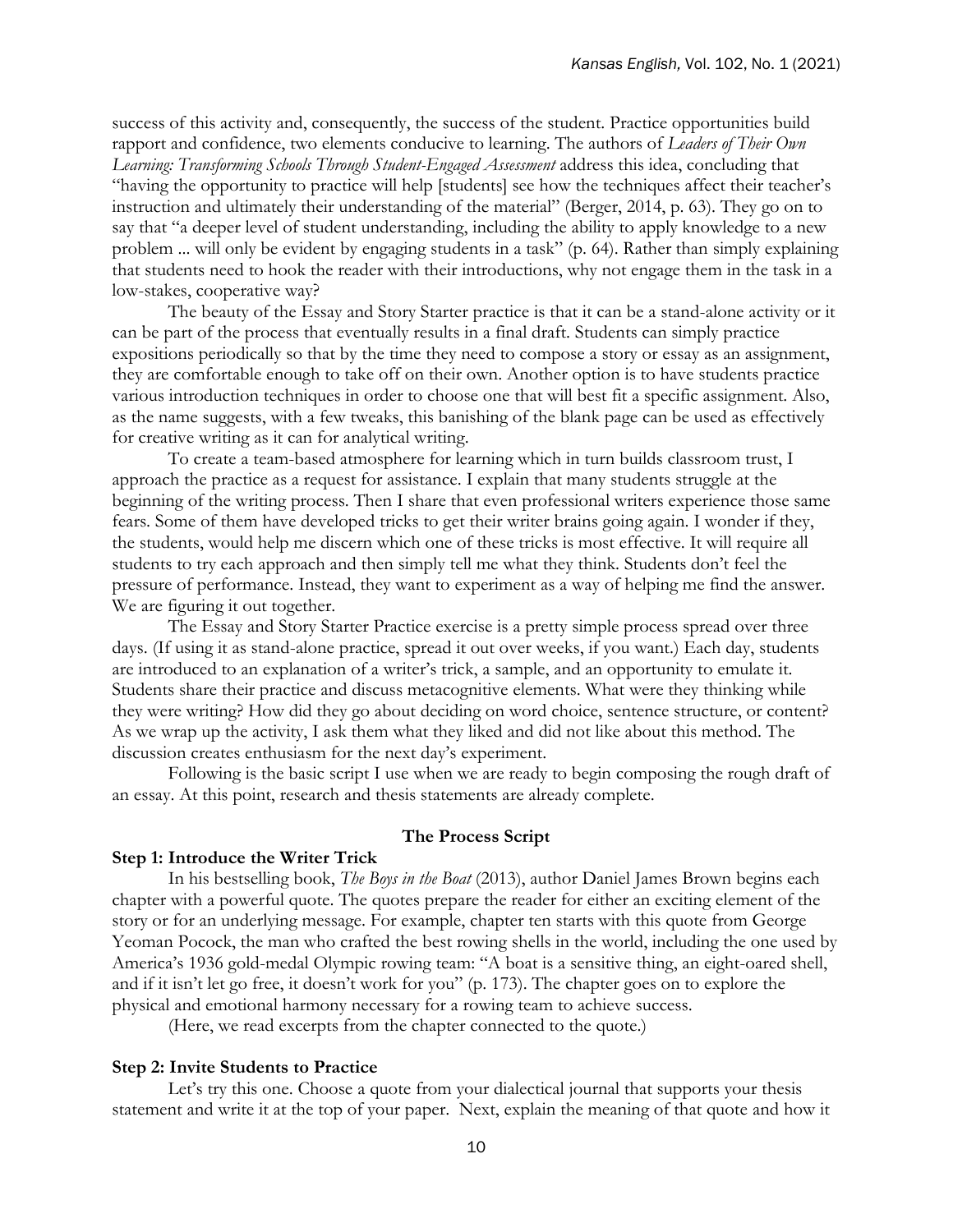success of this activity and, consequently, the success of the student. Practice opportunities build rapport and confidence, two elements conducive to learning. The authors of *Leaders of Their Own Learning: Transforming Schools Through Student-Engaged Assessment* address this idea, concluding that "having the opportunity to practice will help [students] see how the techniques affect their teacher's instruction and ultimately their understanding of the material" (Berger, 2014, p. 63). They go on to say that "a deeper level of student understanding, including the ability to apply knowledge to a new problem ... will only be evident by engaging students in a task" (p. 64). Rather than simply explaining that students need to hook the reader with their introductions, why not engage them in the task in a low-stakes, cooperative way?

The beauty of the Essay and Story Starter practice is that it can be a stand-alone activity or it can be part of the process that eventually results in a final draft. Students can simply practice expositions periodically so that by the time they need to compose a story or essay as an assignment, they are comfortable enough to take off on their own. Another option is to have students practice various introduction techniques in order to choose one that will best fit a specific assignment. Also, as the name suggests, with a few tweaks, this banishing of the blank page can be used as effectively for creative writing as it can for analytical writing.

To create a team-based atmosphere for learning which in turn builds classroom trust, I approach the practice as a request for assistance. I explain that many students struggle at the beginning of the writing process. Then I share that even professional writers experience those same fears. Some of them have developed tricks to get their writer brains going again. I wonder if they, the students, would help me discern which one of these tricks is most effective. It will require all students to try each approach and then simply tell me what they think. Students don't feel the pressure of performance. Instead, they want to experiment as a way of helping me find the answer. We are figuring it out together.

The Essay and Story Starter Practice exercise is a pretty simple process spread over three days. (If using it as stand-alone practice, spread it out over weeks, if you want.) Each day, students are introduced to an explanation of a writer's trick, a sample, and an opportunity to emulate it. Students share their practice and discuss metacognitive elements. What were they thinking while they were writing? How did they go about deciding on word choice, sentence structure, or content? As we wrap up the activity, I ask them what they liked and did not like about this method. The discussion creates enthusiasm for the next day's experiment.

Following is the basic script I use when we are ready to begin composing the rough draft of an essay. At this point, research and thesis statements are already complete.

## The Process Script

### Step 1: Introduce the Writer Trick

In his bestselling book, *The Boys in the Boat* (2013), author Daniel James Brown begins each chapter with a powerful quote. The quotes prepare the reader for either an exciting element of the story or for an underlying message. For example, chapter ten starts with this quote from George Yeoman Pocock, the man who crafted the best rowing shells in the world, including the one used by America's 1936 gold-medal Olympic rowing team: "A boat is a sensitive thing, an eight-oared shell, and if it isn't let go free, it doesn't work for you" (p. 173). The chapter goes on to explore the physical and emotional harmony necessary for a rowing team to achieve success.

(Here, we read excerpts from the chapter connected to the quote.)

### Step 2: Invite Students to Practice

Let's try this one. Choose a quote from your dialectical journal that supports your thesis statement and write it at the top of your paper. Next, explain the meaning of that quote and how it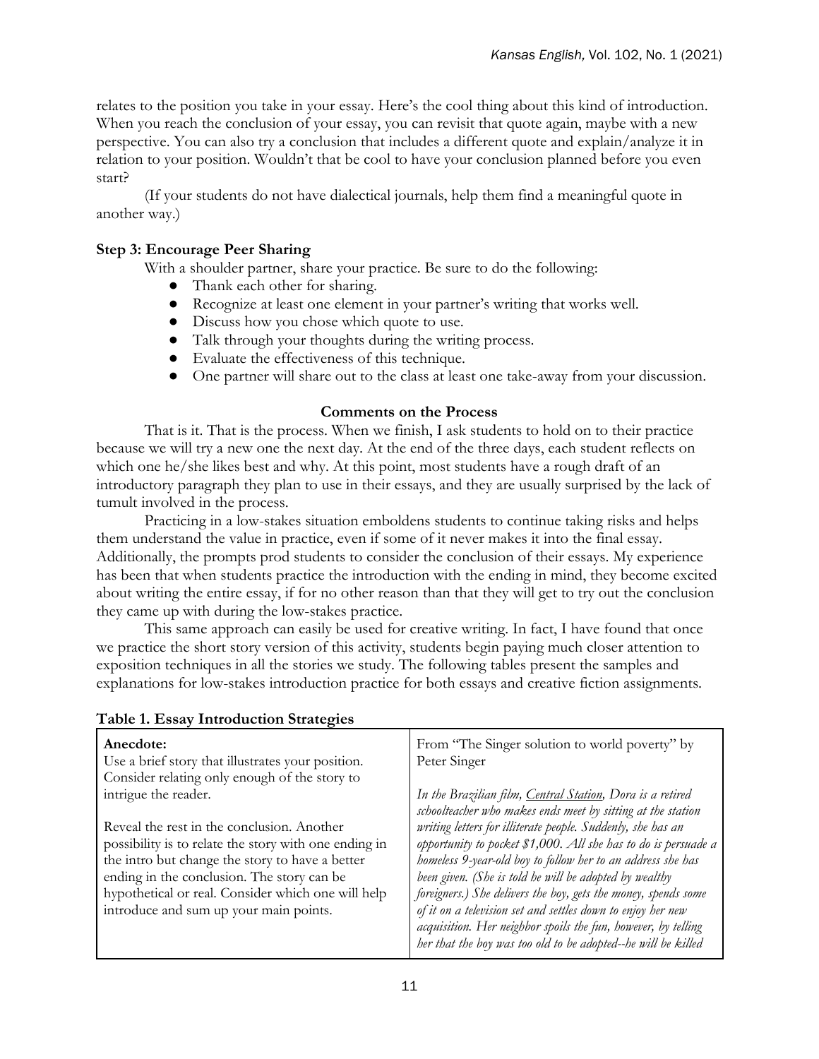relates to the position you take in your essay. Here's the cool thing about this kind of introduction. When you reach the conclusion of your essay, you can revisit that quote again, maybe with a new perspective. You can also try a conclusion that includes a different quote and explain/analyze it in relation to your position. Wouldn't that be cool to have your conclusion planned before you even start?

(If your students do not have dialectical journals, help them find a meaningful quote in another way.)

### Step 3: Encourage Peer Sharing

With a shoulder partner, share your practice. Be sure to do the following:

- Thank each other for sharing.
- Recognize at least one element in your partner's writing that works well.
- Discuss how you chose which quote to use.
- Talk through your thoughts during the writing process.
- Evaluate the effectiveness of this technique.
- One partner will share out to the class at least one take-away from your discussion.

## Comments on the Process

That is it. That is the process. When we finish, I ask students to hold on to their practice because we will try a new one the next day. At the end of the three days, each student reflects on which one he/she likes best and why. At this point, most students have a rough draft of an introductory paragraph they plan to use in their essays, and they are usually surprised by the lack of tumult involved in the process.

Practicing in a low-stakes situation emboldens students to continue taking risks and helps them understand the value in practice, even if some of it never makes it into the final essay. Additionally, the prompts prod students to consider the conclusion of their essays. My experience has been that when students practice the introduction with the ending in mind, they become excited about writing the entire essay, if for no other reason than that they will get to try out the conclusion they came up with during the low-stakes practice.

This same approach can easily be used for creative writing. In fact, I have found that once we practice the short story version of this activity, students begin paying much closer attention to exposition techniques in all the stories we study. The following tables present the samples and explanations for low-stakes introduction practice for both essays and creative fiction assignments.

**Table 1. Essay Introduction Strategies**

| | |
|---|---|
| **Anecdote:**<br>Use a brief story that illustrates your position. Consider relating only enough of the story to intrigue the reader.<br><br>Reveal the rest in the conclusion. Another possibility is to relate the story with one ending in the intro but change the story to have a better ending in the conclusion. The story can be hypothetical or real. Consider which one will help introduce and sum up your main points. | From "The Singer solution to world poverty" by Peter Singer<br><br>*In the Brazilian film, Central Station, Dora is a retired schoolteacher who makes ends meet by sitting at the station writing letters for illiterate people. Suddenly, she has an opportunity to pocket $1,000. All she has to do is persuade a homeless 9-year-old boy to follow her to an address she has been given. (She is told he will be adopted by wealthy foreigners.) She delivers the boy, gets the money, spends some of it on a television set and settles down to enjoy her new acquisition. Her neighbor spoils the fun, however, by telling her that the boy was too old to be adopted--he will be killed* |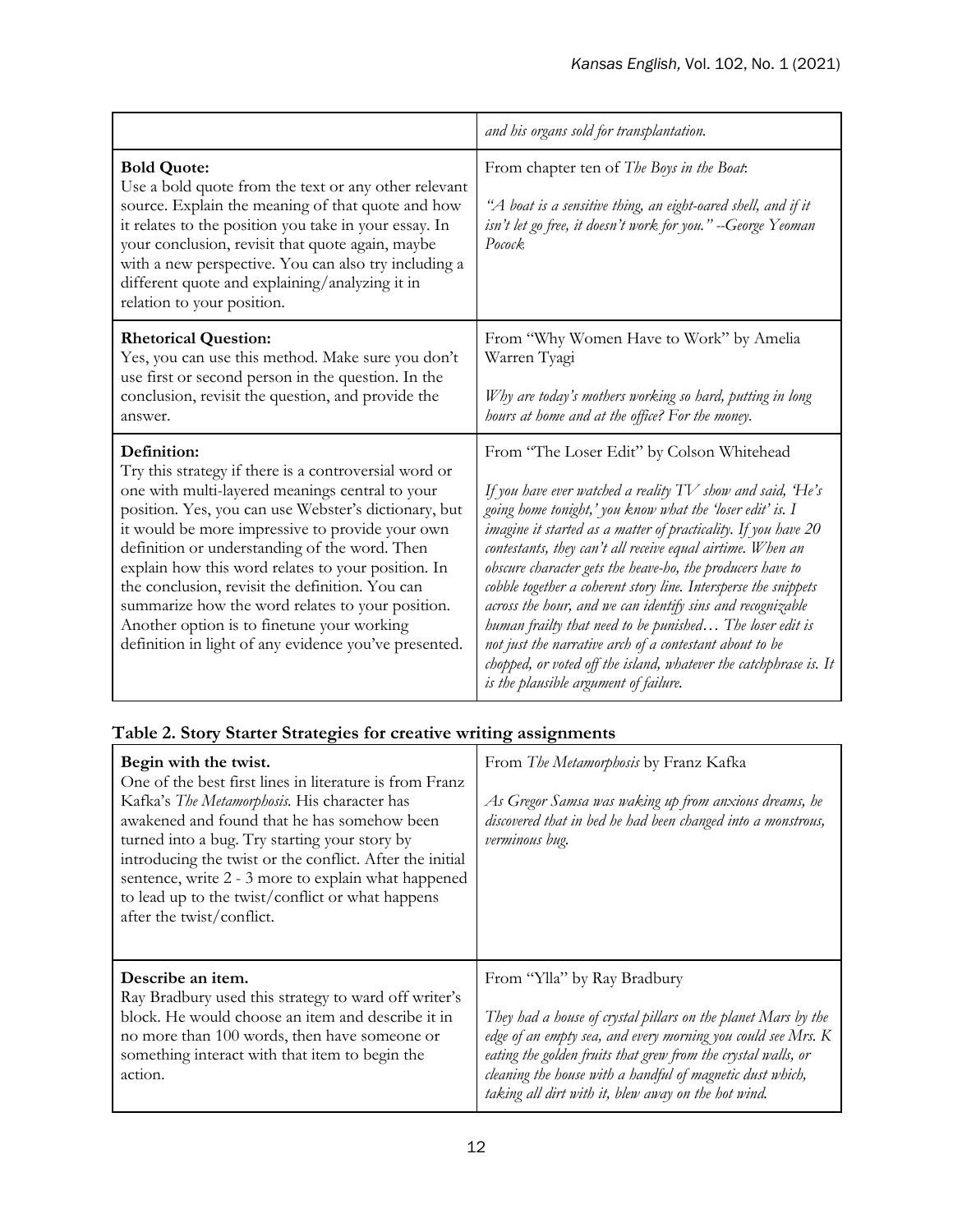| | |
|---|---|
| | *and his organs sold for transplantation.* |
| **Bold Quote:** Use a bold quote from the text or any other relevant source. Explain the meaning of that quote and how it relates to the position you take in your essay. In your conclusion, revisit that quote again, maybe with a new perspective. You can also try including a different quote and explaining/analyzing it in relation to your position. | From chapter ten of *The Boys in the Boat*: *"A boat is a sensitive thing, an eight-oared shell, and if it isn't let go free, it doesn't work for you." --George Yeoman Pocock* |
| **Rhetorical Question:** Yes, you can use this method. Make sure you don't use first or second person in the question. In the conclusion, revisit the question, and provide the answer. | From "Why Women Have to Work" by Amelia Warren Tyagi *Why are today's mothers working so hard, putting in long hours at home and at the office? For the money.* |
| **Definition:** Try this strategy if there is a controversial word or one with multi-layered meanings central to your position. Yes, you can use Webster's dictionary, but it would be more impressive to provide your own definition or understanding of the word. Then explain how this word relates to your position. In the conclusion, revisit the definition. You can summarize how the word relates to your position. Another option is to finetune your working definition in light of any evidence you've presented. | From "The Loser Edit" by Colson Whitehead *If you have ever watched a reality TV show and said, 'He's going home tonight,' you know what the 'loser edit' is. I imagine it started as a matter of practicality. If you have 20 contestants, they can't all receive equal airtime. When an obscure character gets the heave-ho, the producers have to cobble together a coherent story line. Intersperse the snippets across the hour, and we can identify sins and recognizable human frailty that need to be punished… The loser edit is not just the narrative arch of a contestant about to be chopped, or voted off the island, whatever the catchphrase is. It is the plausible argument of failure.* |

**Table 2. Story Starter Strategies for creative writing assignments**

| | |
|---|---|
| **Begin with the twist.** One of the best first lines in literature is from Franz Kafka's *The Metamorphosis.* His character has awakened and found that he has somehow been turned into a bug. Try starting your story by introducing the twist or the conflict. After the initial sentence, write 2 - 3 more to explain what happened to lead up to the twist/conflict or what happens after the twist/conflict. | From *The Metamorphosis* by Franz Kafka *As Gregor Samsa was waking up from anxious dreams, he discovered that in bed he had been changed into a monstrous, verminous bug.* |
| **Describe an item.** Ray Bradbury used this strategy to ward off writer's block. He would choose an item and describe it in no more than 100 words, then have someone or something interact with that item to begin the action. | From "Ylla" by Ray Bradbury *They had a house of crystal pillars on the planet Mars by the edge of an empty sea, and every morning you could see Mrs. K eating the golden fruits that grew from the crystal walls, or cleaning the house with a handful of magnetic dust which, taking all dirt with it, blew away on the hot wind.* |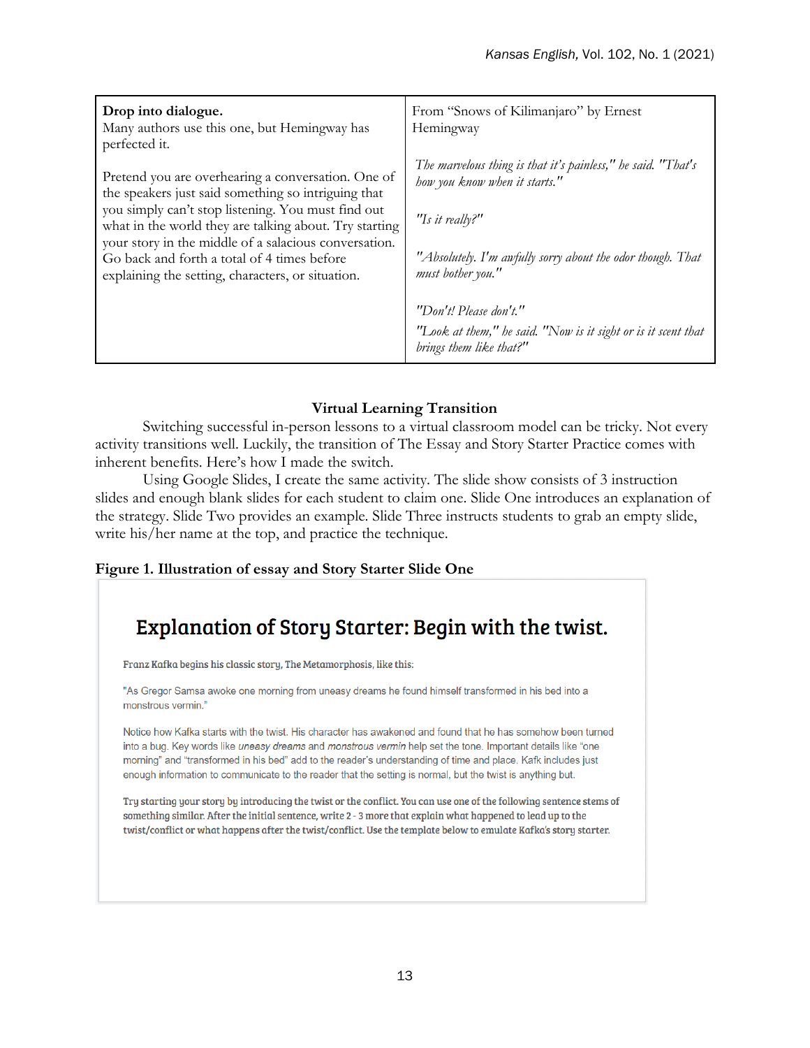| **Drop into dialogue.**<br>Many authors use this one, but Hemingway has perfected it.<br><br>Pretend you are overhearing a conversation. One of the speakers just said something so intriguing that you simply can't stop listening. You must find out what in the world they are talking about. Try starting your story in the middle of a salacious conversation. Go back and forth a total of 4 times before explaining the setting, characters, or situation. | From "Snows of Kilimanjaro" by Ernest Hemingway<br><br>*The marvelous thing is that it's painless," he said. "That's how you know when it starts."*<br><br>*"Is it really?"*<br><br>*"Absolutely. I'm awfully sorry about the odor though. That must bother you."*<br><br>*"Don't! Please don't."*<br>*"Look at them," he said. "Now is it sight or is it scent that brings them like that?"* |
|---|---|

## Virtual Learning Transition

Switching successful in-person lessons to a virtual classroom model can be tricky. Not every activity transitions well. Luckily, the transition of The Essay and Story Starter Practice comes with inherent benefits. Here's how I made the switch.

Using Google Slides, I create the same activity. The slide show consists of 3 instruction slides and enough blank slides for each student to claim one. Slide One introduces an explanation of the strategy. Slide Two provides an example. Slide Three instructs students to grab an empty slide, write his/her name at the top, and practice the technique.

**Figure 1. Illustration of essay and Story Starter Slide One**

## Explanation of Story Starter: Begin with the twist.

Franz Kafka begins his classic story, The Metamorphosis, like this:

"As Gregor Samsa awoke one morning from uneasy dreams he found himself transformed in his bed into a monstrous vermin."

Notice how Kafka starts with the twist. His character has awakened and found that he has somehow been turned into a bug. Key words like *uneasy dreams* and *monstrous vermin* help set the tone. Important details like "one morning" and "transformed in his bed" add to the reader's understanding of time and place. Kafk includes just enough information to communicate to the reader that the setting is normal, but the twist is anything but.

Try starting your story by introducing the twist or the conflict. You can use one of the following sentence stems of something similar. After the initial sentence, write 2 - 3 more that explain what happened to lead up to the twist/conflict or what happens after the twist/conflict. Use the template below to emulate Kafka's story starter.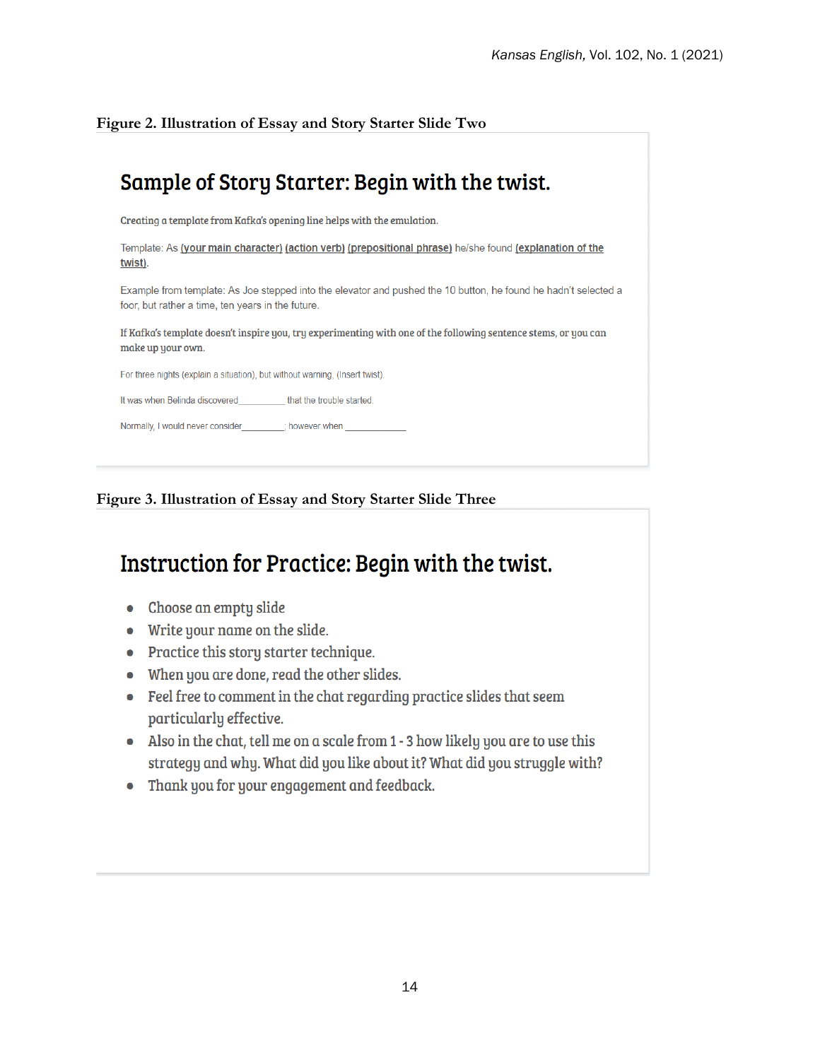**Figure 2. Illustration of Essay and Story Starter Slide Two**

## Sample of Story Starter: Begin with the twist.

Creating a template from Kafka's opening line helps with the emulation.

Template: As (your main character) (action verb) (prepositional phrase) he/she found (explanation of the twist).

Example from template: As Joe stepped into the elevator and pushed the 10 button, he found he hadn't selected a foor, but rather a time, ten years in the future.

If Kafka's template doesn't inspire you, try experimenting with one of the following sentence stems, or you can make up your own.

For three nights (explain a situation), but without warning, (Insert twist).

It was when Belinda discovered__________ that the trouble started.

Normally, I would never consider_________; however when _____________

**Figure 3. Illustration of Essay and Story Starter Slide Three**

## Instruction for Practice: Begin with the twist.

- Choose an empty slide
- Write your name on the slide.
- Practice this story starter technique.
- When you are done, read the other slides.
- Feel free to comment in the chat regarding practice slides that seem particularly effective.
- Also in the chat, tell me on a scale from 1 - 3 how likely you are to use this strategy and why. What did you like about it? What did you struggle with?
- Thank you for your engagement and feedback.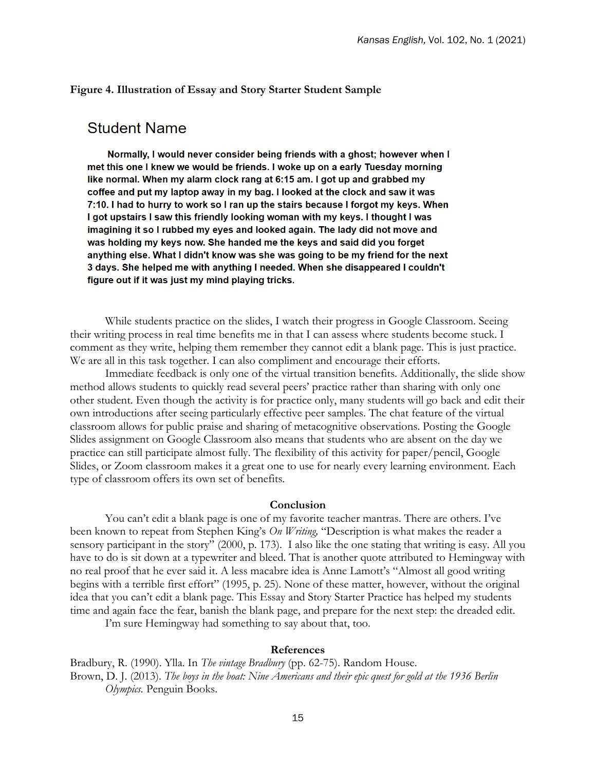**Figure 4. Illustration of Essay and Story Starter Student Sample**

## Student Name

**Normally, I would never consider being friends with a ghost; however when I met this one I knew we would be friends. I woke up on a early Tuesday morning like normal. When my alarm clock rang at 6:15 am. I got up and grabbed my coffee and put my laptop away in my bag. I looked at the clock and saw it was 7:10. I had to hurry to work so I ran up the stairs because I forgot my keys. When I got upstairs I saw this friendly looking woman with my keys. I thought I was imagining it so I rubbed my eyes and looked again. The lady did not move and was holding my keys now. She handed me the keys and said did you forget anything else. What I didn't know was she was going to be my friend for the next 3 days. She helped me with anything I needed. When she disappeared I couldn't figure out if it was just my mind playing tricks.**

While students practice on the slides, I watch their progress in Google Classroom. Seeing their writing process in real time benefits me in that I can assess where students become stuck. I comment as they write, helping them remember they cannot edit a blank page. This is just practice. We are all in this task together. I can also compliment and encourage their efforts.

Immediate feedback is only one of the virtual transition benefits. Additionally, the slide show method allows students to quickly read several peers' practice rather than sharing with only one other student. Even though the activity is for practice only, many students will go back and edit their own introductions after seeing particularly effective peer samples. The chat feature of the virtual classroom allows for public praise and sharing of metacognitive observations. Posting the Google Slides assignment on Google Classroom also means that students who are absent on the day we practice can still participate almost fully. The flexibility of this activity for paper/pencil, Google Slides, or Zoom classroom makes it a great one to use for nearly every learning environment. Each type of classroom offers its own set of benefits.

### Conclusion

You can't edit a blank page is one of my favorite teacher mantras. There are others. I've been known to repeat from Stephen King's *On Writing,* "Description is what makes the reader a sensory participant in the story" (2000, p. 173). I also like the one stating that writing is easy. All you have to do is sit down at a typewriter and bleed. That is another quote attributed to Hemingway with no real proof that he ever said it. A less macabre idea is Anne Lamott's "Almost all good writing begins with a terrible first effort" (1995, p. 25). None of these matter, however, without the original idea that you can't edit a blank page. This Essay and Story Starter Practice has helped my students time and again face the fear, banish the blank page, and prepare for the next step: the dreaded edit.

I'm sure Hemingway had something to say about that, too.

### References

Bradbury, R. (1990). Ylla. In *The vintage Bradbury* (pp. 62-75). Random House.

Brown, D. J. (2013). *The boys in the boat: Nine Americans and their epic quest for gold at the 1936 Berlin Olympics.* Penguin Books.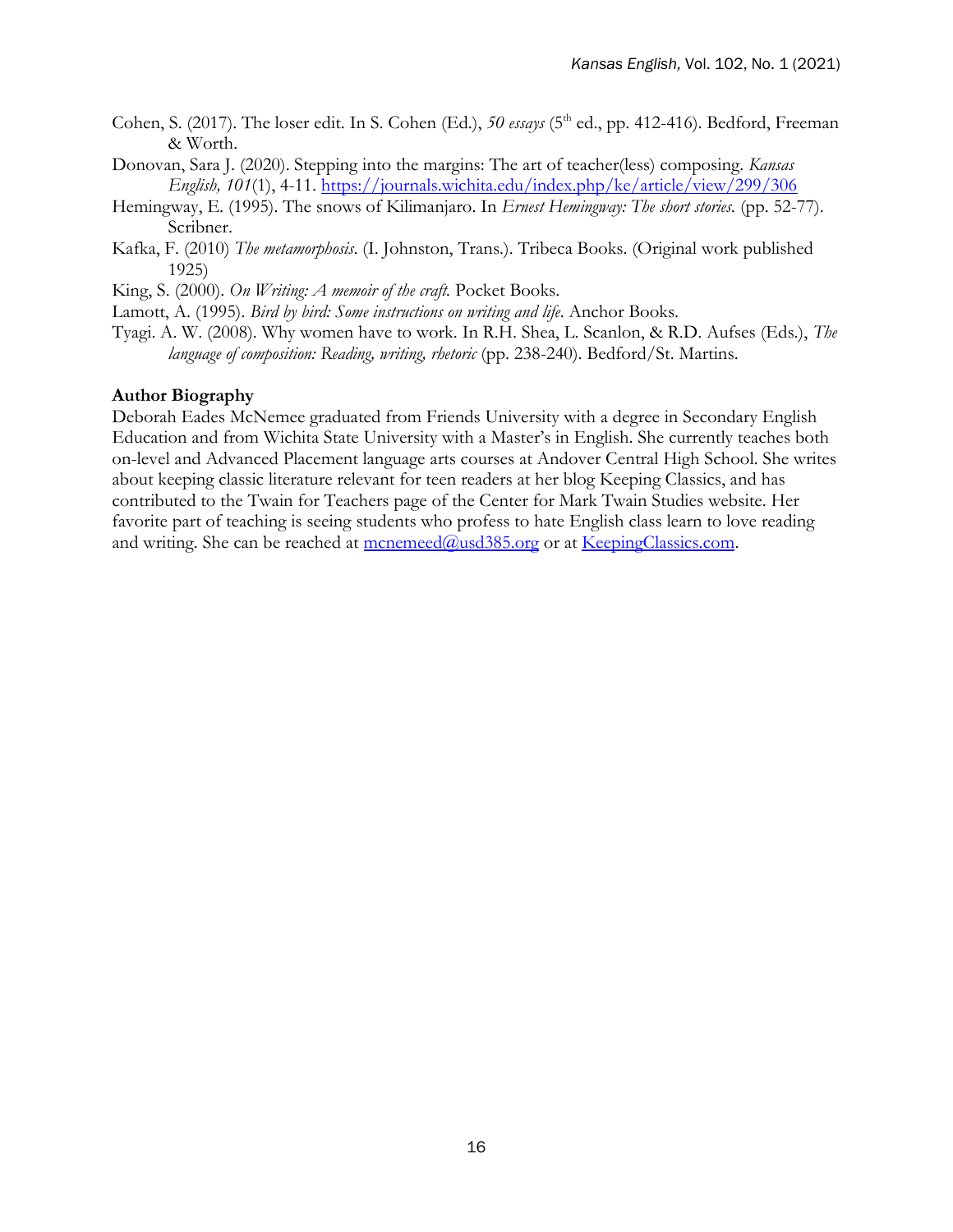Cohen, S. (2017). The loser edit. In S. Cohen (Ed.), *50 essays* (5th ed., pp. 412-416). Bedford, Freeman & Worth.

Donovan, Sara J. (2020). Stepping into the margins: The art of teacher(less) composing. *Kansas English, 101*(1), 4-11. https://journals.wichita.edu/index.php/ke/article/view/299/306

Hemingway, E. (1995). The snows of Kilimanjaro. In *Ernest Hemingway: The short stories.* (pp. 52-77). Scribner.

Kafka, F. (2010) *The metamorphosis*. (I. Johnston, Trans.). Tribeca Books. (Original work published 1925)

King, S. (2000). *On Writing: A memoir of the craft.* Pocket Books.

Lamott, A. (1995). *Bird by bird: Some instructions on writing and life*. Anchor Books.

Tyagi. A. W. (2008). Why women have to work. In R.H. Shea, L. Scanlon, & R.D. Aufses (Eds.), *The language of composition: Reading, writing, rhetoric* (pp. 238-240). Bedford/St. Martins.

**Author Biography**

Deborah Eades McNemee graduated from Friends University with a degree in Secondary English Education and from Wichita State University with a Master's in English. She currently teaches both on-level and Advanced Placement language arts courses at Andover Central High School. She writes about keeping classic literature relevant for teen readers at her blog Keeping Classics, and has contributed to the Twain for Teachers page of the Center for Mark Twain Studies website. Her favorite part of teaching is seeing students who profess to hate English class learn to love reading and writing. She can be reached at mcnemeed@usd385.org or at KeepingClassics.com.